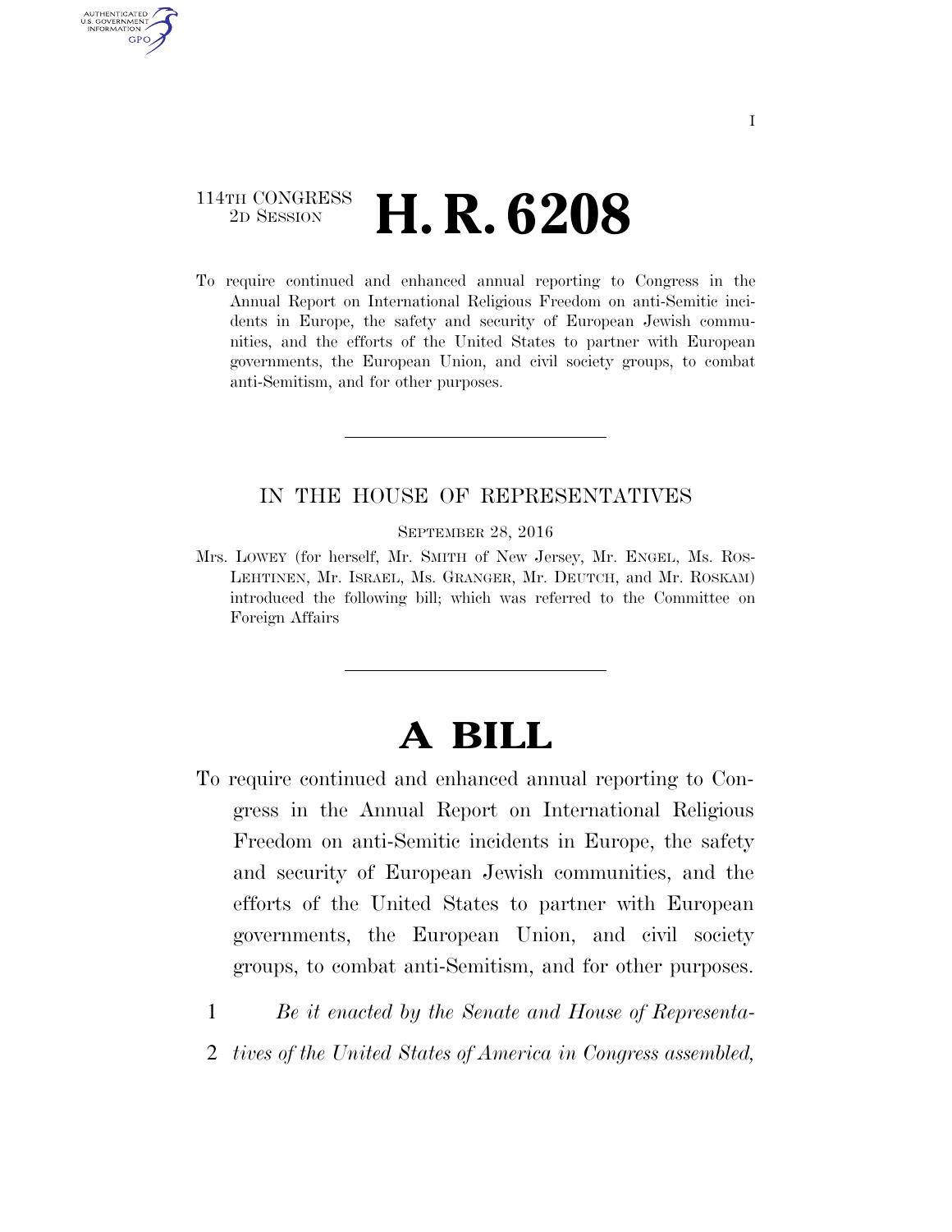114TH CONGRESS
2D SESSION

# H. R. 6208

To require continued and enhanced annual reporting to Congress in the Annual Report on International Religious Freedom on anti-Semitic incidents in Europe, the safety and security of European Jewish communities, and the efforts of the United States to partner with European governments, the European Union, and civil society groups, to combat anti-Semitism, and for other purposes.

---

IN THE HOUSE OF REPRESENTATIVES

SEPTEMBER 28, 2016

Mrs. LOWEY (for herself, Mr. SMITH of New Jersey, Mr. ENGEL, Ms. ROS-LEHTINEN, Mr. ISRAEL, Ms. GRANGER, Mr. DEUTCH, and Mr. ROSKAM) introduced the following bill; which was referred to the Committee on Foreign Affairs

---

# A BILL

To require continued and enhanced annual reporting to Congress in the Annual Report on International Religious Freedom on anti-Semitic incidents in Europe, the safety and security of European Jewish communities, and the efforts of the United States to partner with European governments, the European Union, and civil society groups, to combat anti-Semitism, and for other purposes.

1 *Be it enacted by the Senate and House of Representa-*
2 *tives of the United States of America in Congress assembled,*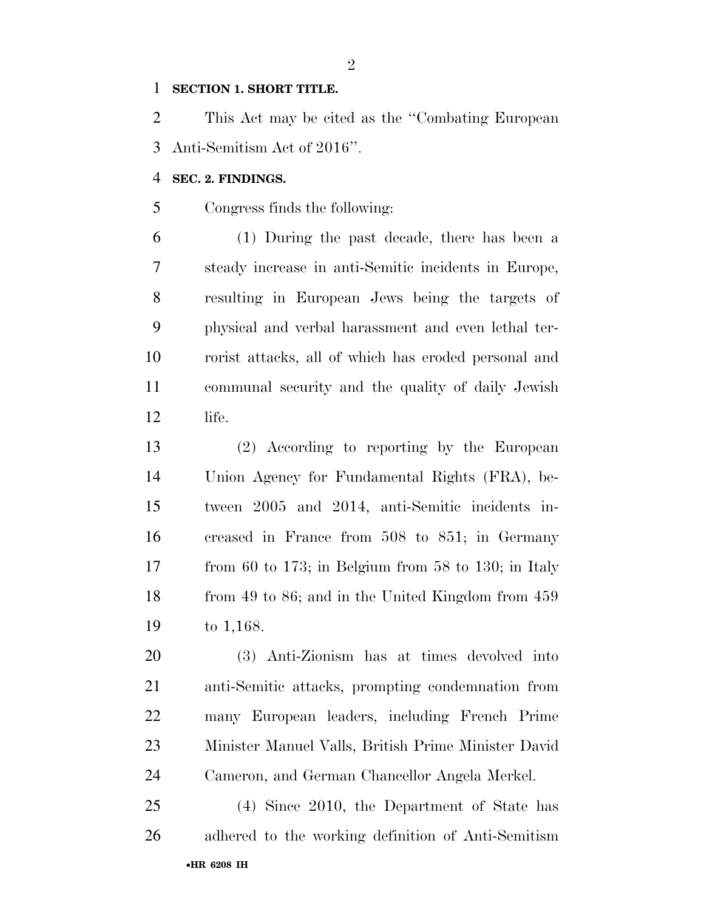**SECTION 1. SHORT TITLE.**

This Act may be cited as the ''Combating European Anti-Semitism Act of 2016''.

**SEC. 2. FINDINGS.**

Congress finds the following:

(1) During the past decade, there has been a steady increase in anti-Semitic incidents in Europe, resulting in European Jews being the targets of physical and verbal harassment and even lethal terrorist attacks, all of which has eroded personal and communal security and the quality of daily Jewish life.

(2) According to reporting by the European Union Agency for Fundamental Rights (FRA), between 2005 and 2014, anti-Semitic incidents increased in France from 508 to 851; in Germany from 60 to 173; in Belgium from 58 to 130; in Italy from 49 to 86; and in the United Kingdom from 459 to 1,168.

(3) Anti-Zionism has at times devolved into anti-Semitic attacks, prompting condemnation from many European leaders, including French Prime Minister Manuel Valls, British Prime Minister David Cameron, and German Chancellor Angela Merkel.

(4) Since 2010, the Department of State has adhered to the working definition of Anti-Semitism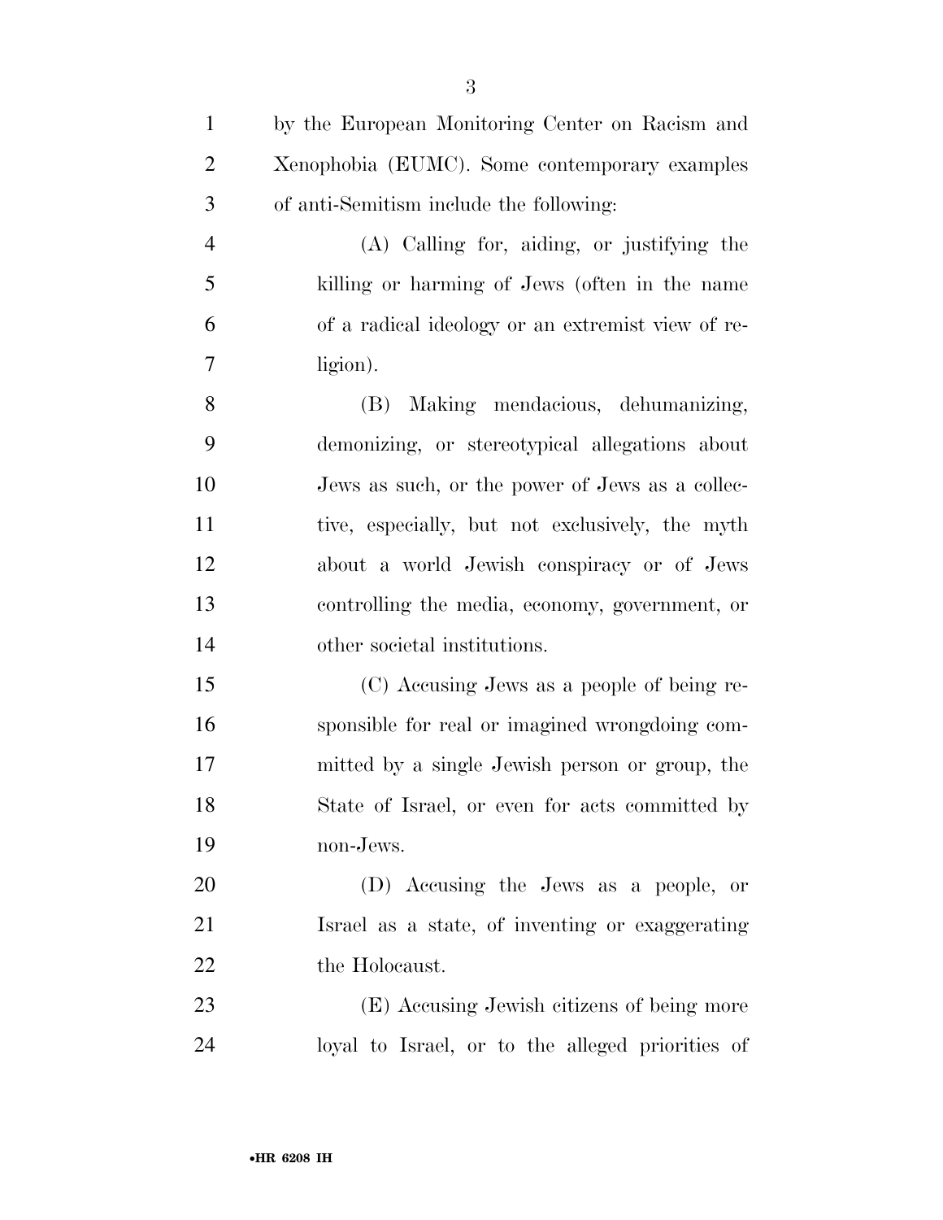by the European Monitoring Center on Racism and Xenophobia (EUMC). Some contemporary examples of anti-Semitism include the following:

(A) Calling for, aiding, or justifying the killing or harming of Jews (often in the name of a radical ideology or an extremist view of religion).

(B) Making mendacious, dehumanizing, demonizing, or stereotypical allegations about Jews as such, or the power of Jews as a collective, especially, but not exclusively, the myth about a world Jewish conspiracy or of Jews controlling the media, economy, government, or other societal institutions.

(C) Accusing Jews as a people of being responsible for real or imagined wrongdoing committed by a single Jewish person or group, the State of Israel, or even for acts committed by non-Jews.

(D) Accusing the Jews as a people, or Israel as a state, of inventing or exaggerating the Holocaust.

(E) Accusing Jewish citizens of being more loyal to Israel, or to the alleged priorities of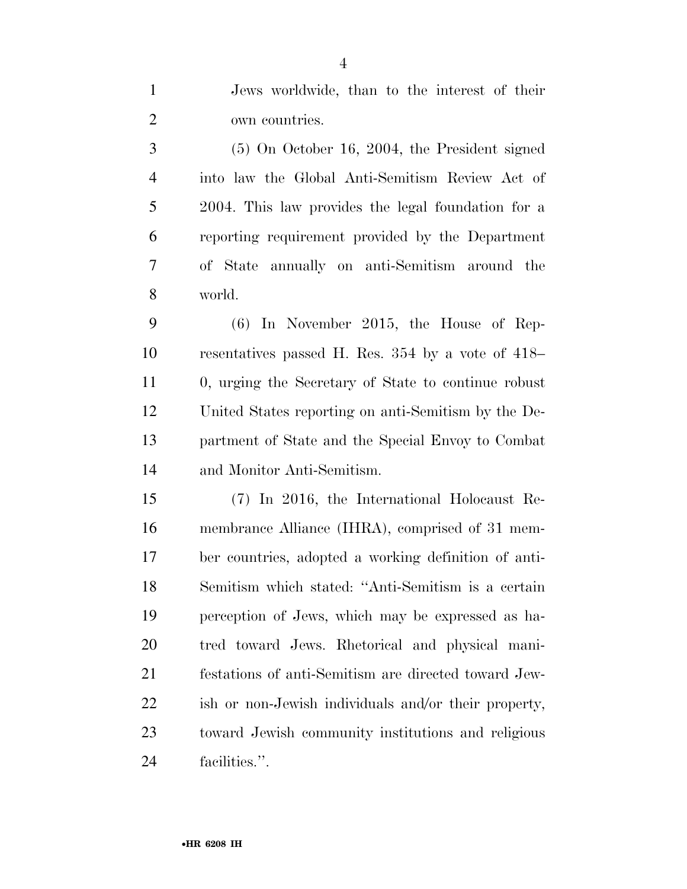Jews worldwide, than to the interest of their own countries.

(5) On October 16, 2004, the President signed into law the Global Anti-Semitism Review Act of 2004. This law provides the legal foundation for a reporting requirement provided by the Department of State annually on anti-Semitism around the world.

(6) In November 2015, the House of Representatives passed H. Res. 354 by a vote of 418–0, urging the Secretary of State to continue robust United States reporting on anti-Semitism by the Department of State and the Special Envoy to Combat and Monitor Anti-Semitism.

(7) In 2016, the International Holocaust Remembrance Alliance (IHRA), comprised of 31 member countries, adopted a working definition of anti-Semitism which stated: "Anti-Semitism is a certain perception of Jews, which may be expressed as hatred toward Jews. Rhetorical and physical manifestations of anti-Semitism are directed toward Jewish or non-Jewish individuals and/or their property, toward Jewish community institutions and religious facilities.".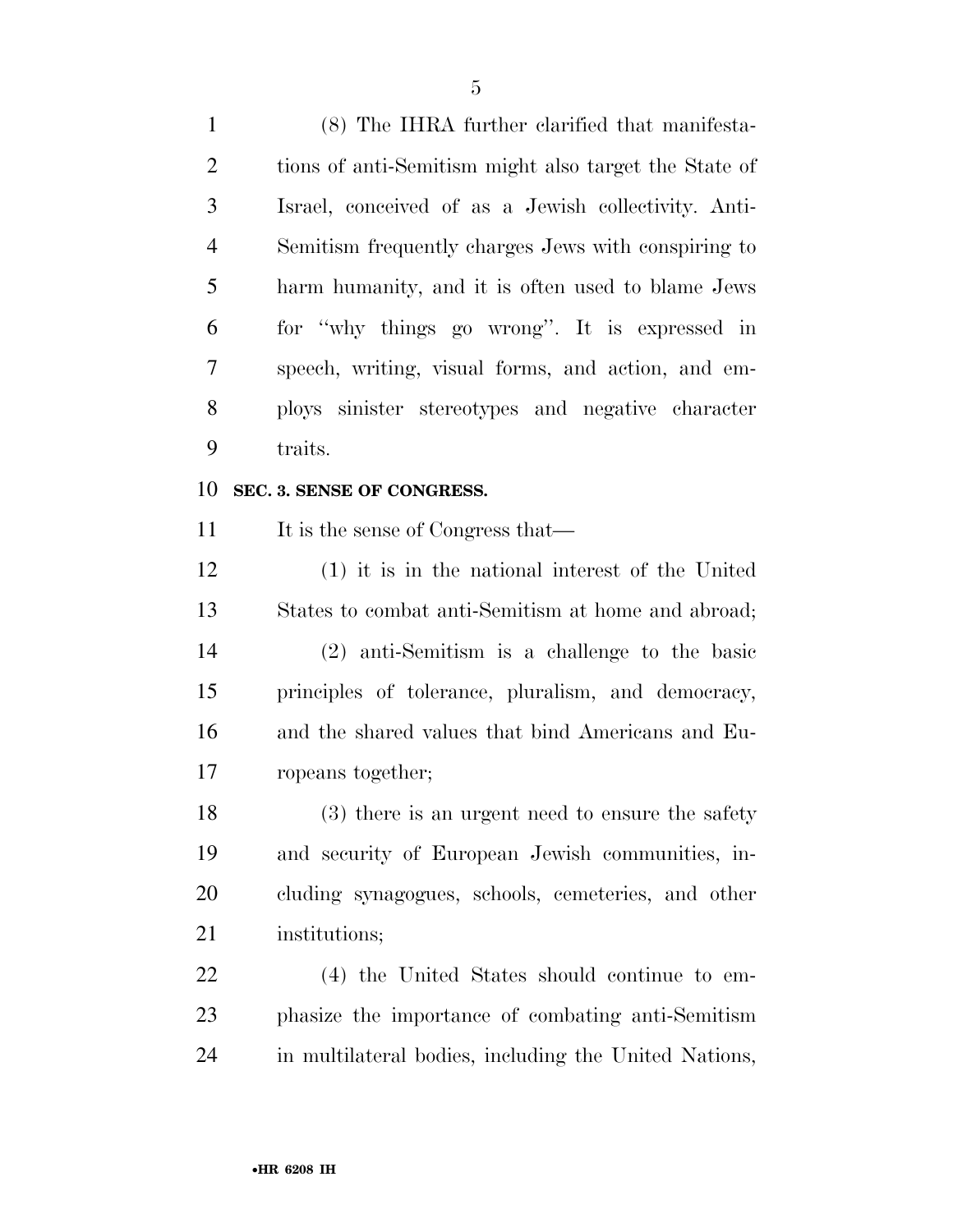(8) The IHRA further clarified that manifestations of anti-Semitism might also target the State of Israel, conceived of as a Jewish collectivity. Anti-Semitism frequently charges Jews with conspiring to harm humanity, and it is often used to blame Jews for "why things go wrong". It is expressed in speech, writing, visual forms, and action, and employs sinister stereotypes and negative character traits.

**SEC. 3. SENSE OF CONGRESS.**

It is the sense of Congress that—

(1) it is in the national interest of the United States to combat anti-Semitism at home and abroad;

(2) anti-Semitism is a challenge to the basic principles of tolerance, pluralism, and democracy, and the shared values that bind Americans and Europeans together;

(3) there is an urgent need to ensure the safety and security of European Jewish communities, including synagogues, schools, cemeteries, and other institutions;

(4) the United States should continue to emphasize the importance of combating anti-Semitism in multilateral bodies, including the United Nations,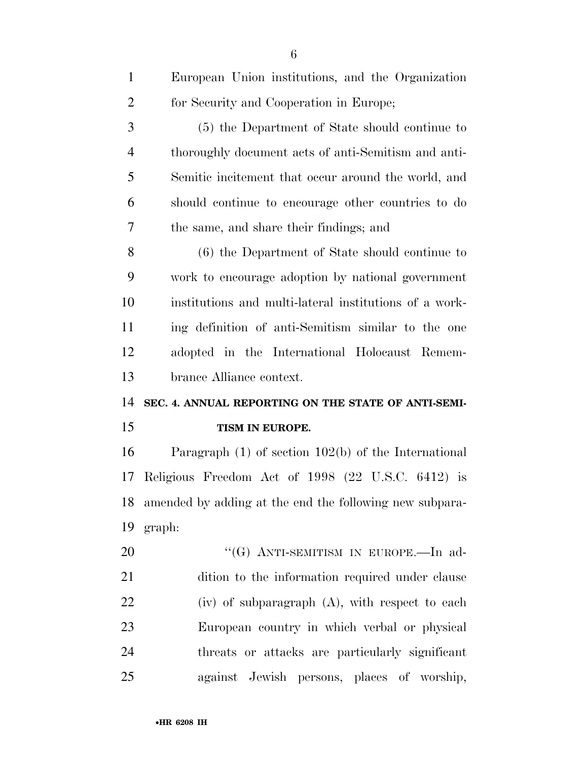European Union institutions, and the Organization for Security and Cooperation in Europe;

(5) the Department of State should continue to thoroughly document acts of anti-Semitism and anti-Semitic incitement that occur around the world, and should continue to encourage other countries to do the same, and share their findings; and

(6) the Department of State should continue to work to encourage adoption by national government institutions and multi-lateral institutions of a working definition of anti-Semitism similar to the one adopted in the International Holocaust Remembrance Alliance context.

## SEC. 4. ANNUAL REPORTING ON THE STATE OF ANTI-SEMITISM IN EUROPE.

Paragraph (1) of section 102(b) of the International Religious Freedom Act of 1998 (22 U.S.C. 6412) is amended by adding at the end the following new subparagraph:

"(G) ANTI-SEMITISM IN EUROPE.—In addition to the information required under clause (iv) of subparagraph (A), with respect to each European country in which verbal or physical threats or attacks are particularly significant against Jewish persons, places of worship,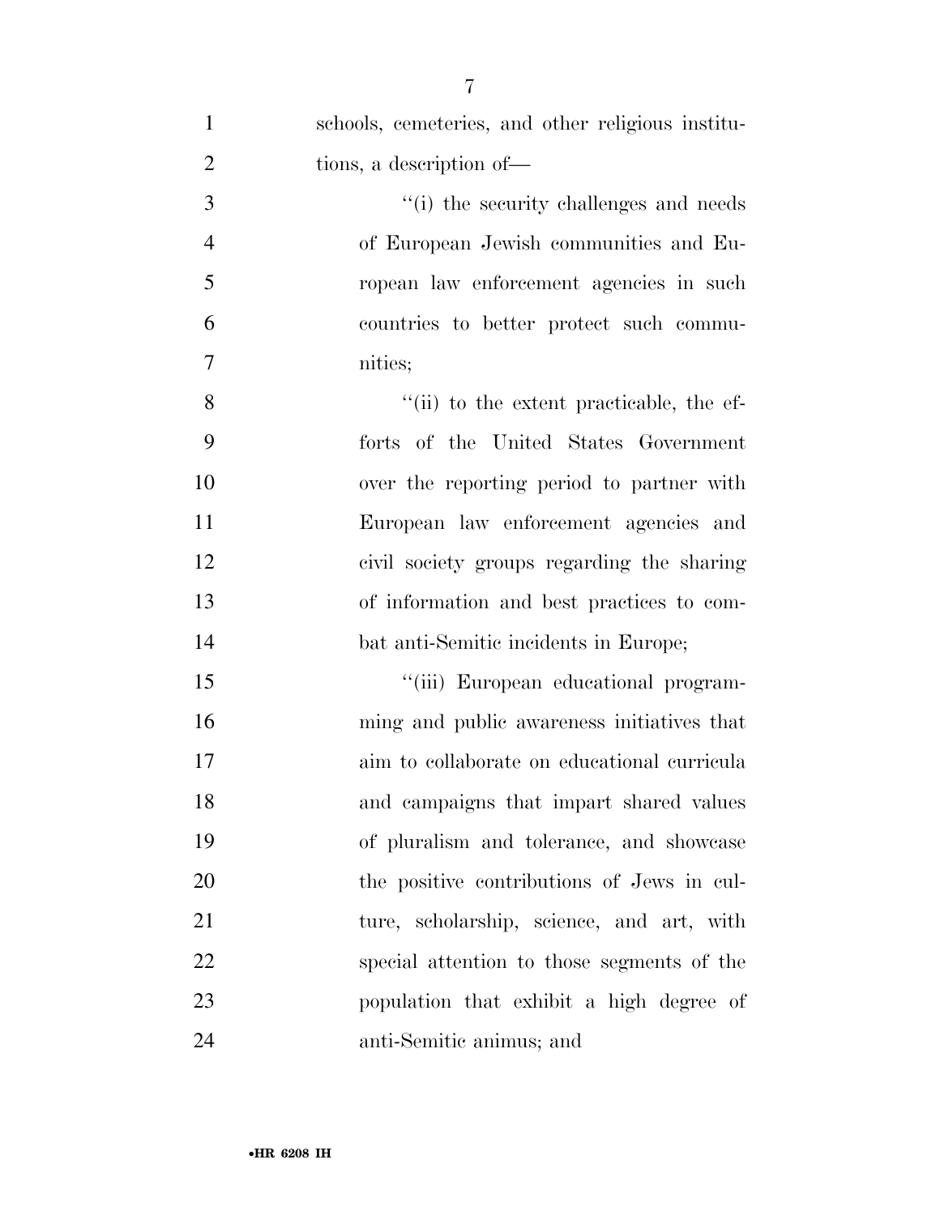schools, cemeteries, and other religious institutions, a description of—

''(i) the security challenges and needs of European Jewish communities and European law enforcement agencies in such countries to better protect such communities;

''(ii) to the extent practicable, the efforts of the United States Government over the reporting period to partner with European law enforcement agencies and civil society groups regarding the sharing of information and best practices to combat anti-Semitic incidents in Europe;

''(iii) European educational programming and public awareness initiatives that aim to collaborate on educational curricula and campaigns that impart shared values of pluralism and tolerance, and showcase the positive contributions of Jews in culture, scholarship, science, and art, with special attention to those segments of the population that exhibit a high degree of anti-Semitic animus; and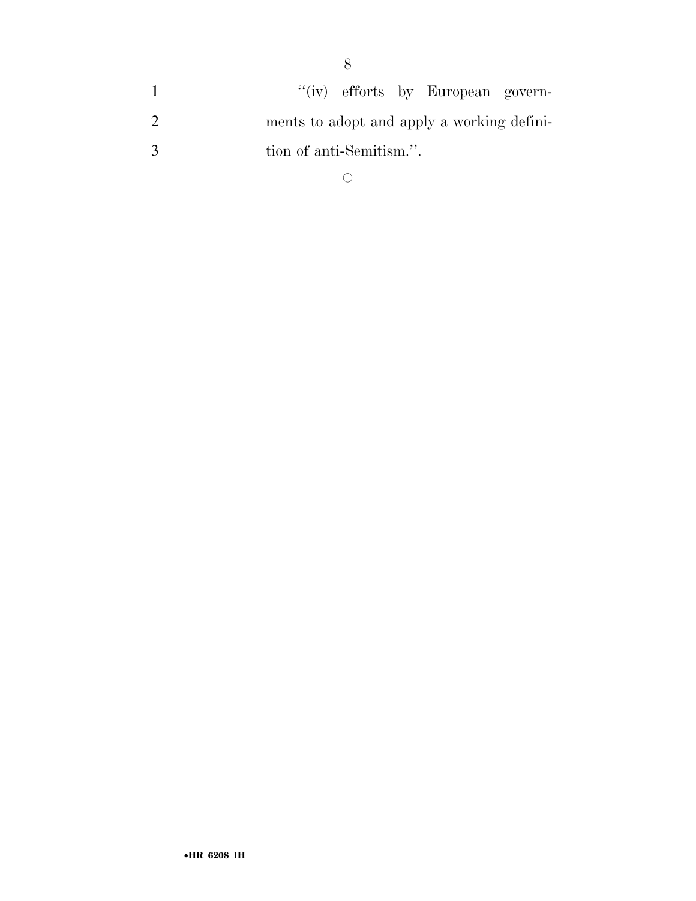"(iv) efforts by European governments to adopt and apply a working definition of anti-Semitism.".

○